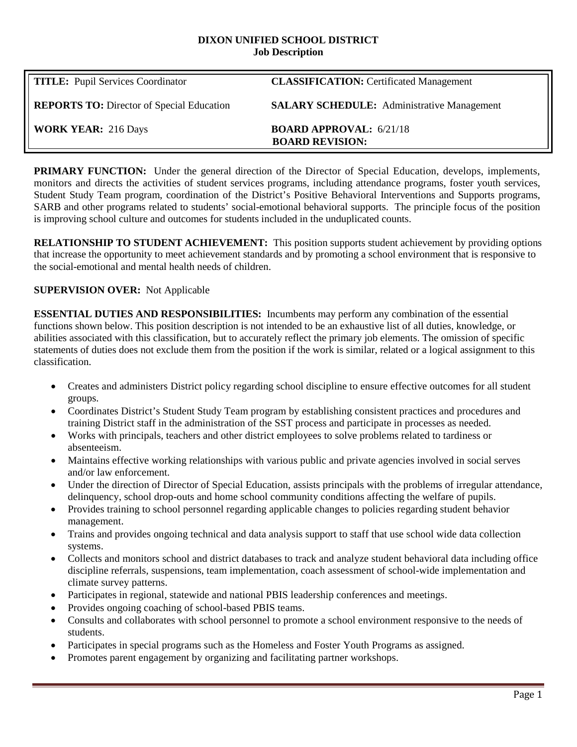**DIXON UNIFIED SCHOOL DISTRICT**
**Job Description**

| | |
|---|---|
| **TITLE:** Pupil Services Coordinator | **CLASSIFICATION:** Certificated Management |
| **REPORTS TO:** Director of Special Education | **SALARY SCHEDULE:** Administrative Management |
| **WORK YEAR:** 216 Days | **BOARD APPROVAL:** 6/21/18 **BOARD REVISION:** |

**PRIMARY FUNCTION:** Under the general direction of the Director of Special Education, develops, implements, monitors and directs the activities of student services programs, including attendance programs, foster youth services, Student Study Team program, coordination of the District's Positive Behavioral Interventions and Supports programs, SARB and other programs related to students' social-emotional behavioral supports. The principle focus of the position is improving school culture and outcomes for students included in the unduplicated counts.

**RELATIONSHIP TO STUDENT ACHIEVEMENT:** This position supports student achievement by providing options that increase the opportunity to meet achievement standards and by promoting a school environment that is responsive to the social-emotional and mental health needs of children.

**SUPERVISION OVER:** Not Applicable

**ESSENTIAL DUTIES AND RESPONSIBILITIES:** Incumbents may perform any combination of the essential functions shown below. This position description is not intended to be an exhaustive list of all duties, knowledge, or abilities associated with this classification, but to accurately reflect the primary job elements. The omission of specific statements of duties does not exclude them from the position if the work is similar, related or a logical assignment to this classification.

- Creates and administers District policy regarding school discipline to ensure effective outcomes for all student groups.
- Coordinates District's Student Study Team program by establishing consistent practices and procedures and training District staff in the administration of the SST process and participate in processes as needed.
- Works with principals, teachers and other district employees to solve problems related to tardiness or absenteeism.
- Maintains effective working relationships with various public and private agencies involved in social serves and/or law enforcement.
- Under the direction of Director of Special Education, assists principals with the problems of irregular attendance, delinquency, school drop-outs and home school community conditions affecting the welfare of pupils.
- Provides training to school personnel regarding applicable changes to policies regarding student behavior management.
- Trains and provides ongoing technical and data analysis support to staff that use school wide data collection systems.
- Collects and monitors school and district databases to track and analyze student behavioral data including office discipline referrals, suspensions, team implementation, coach assessment of school-wide implementation and climate survey patterns.
- Participates in regional, statewide and national PBIS leadership conferences and meetings.
- Provides ongoing coaching of school-based PBIS teams.
- Consults and collaborates with school personnel to promote a school environment responsive to the needs of students.
- Participates in special programs such as the Homeless and Foster Youth Programs as assigned.
- Promotes parent engagement by organizing and facilitating partner workshops.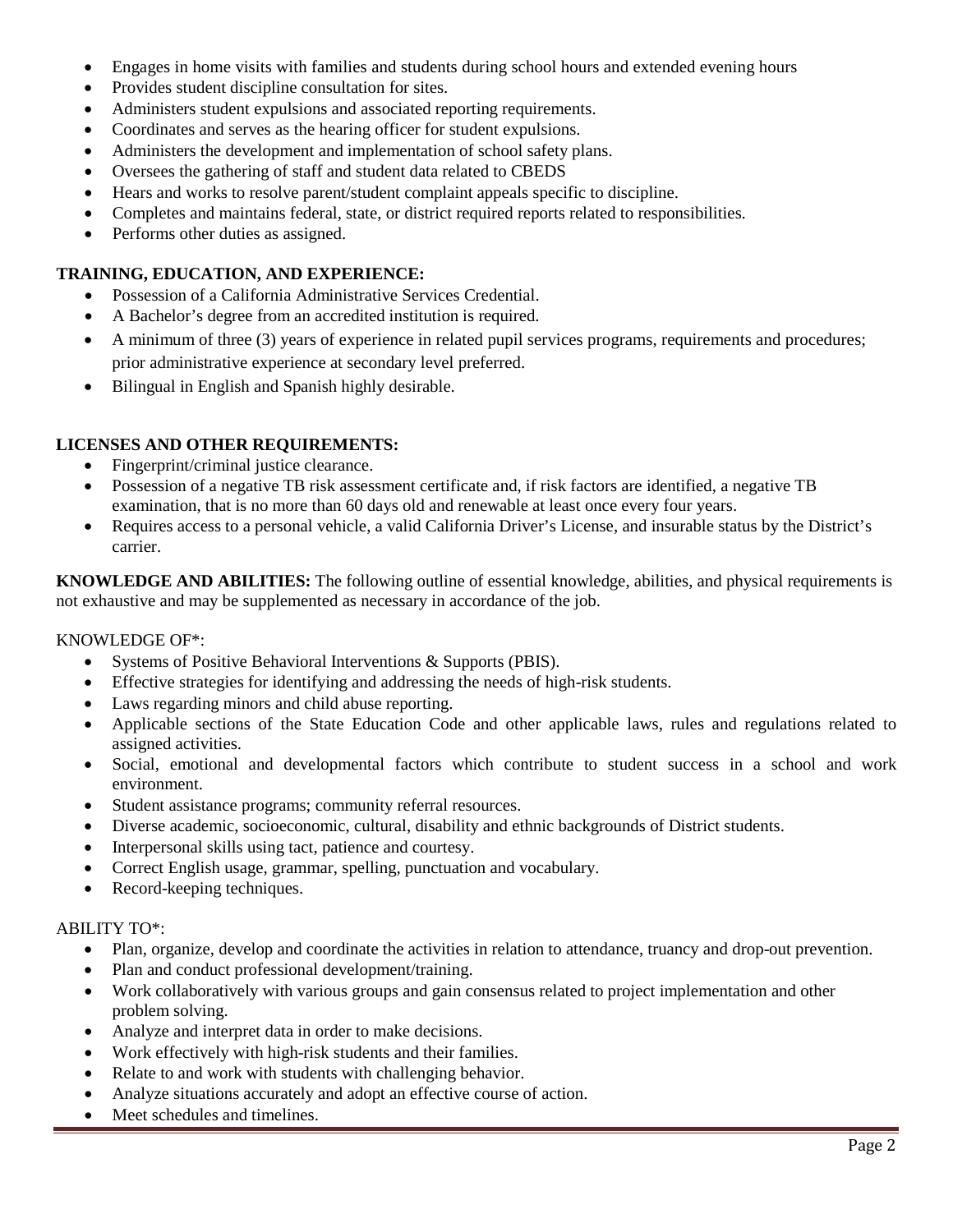- Engages in home visits with families and students during school hours and extended evening hours
- Provides student discipline consultation for sites.
- Administers student expulsions and associated reporting requirements.
- Coordinates and serves as the hearing officer for student expulsions.
- Administers the development and implementation of school safety plans.
- Oversees the gathering of staff and student data related to CBEDS
- Hears and works to resolve parent/student complaint appeals specific to discipline.
- Completes and maintains federal, state, or district required reports related to responsibilities.
- Performs other duties as assigned.

**TRAINING, EDUCATION, AND EXPERIENCE:**

- Possession of a California Administrative Services Credential.
- A Bachelor's degree from an accredited institution is required.
- A minimum of three (3) years of experience in related pupil services programs, requirements and procedures; prior administrative experience at secondary level preferred.
- Bilingual in English and Spanish highly desirable.

**LICENSES AND OTHER REQUIREMENTS:**

- Fingerprint/criminal justice clearance.
- Possession of a negative TB risk assessment certificate and, if risk factors are identified, a negative TB examination, that is no more than 60 days old and renewable at least once every four years.
- Requires access to a personal vehicle, a valid California Driver's License, and insurable status by the District's carrier.

**KNOWLEDGE AND ABILITIES:** The following outline of essential knowledge, abilities, and physical requirements is not exhaustive and may be supplemented as necessary in accordance of the job.

KNOWLEDGE OF*:

- Systems of Positive Behavioral Interventions & Supports (PBIS).
- Effective strategies for identifying and addressing the needs of high-risk students.
- Laws regarding minors and child abuse reporting.
- Applicable sections of the State Education Code and other applicable laws, rules and regulations related to assigned activities.
- Social, emotional and developmental factors which contribute to student success in a school and work environment.
- Student assistance programs; community referral resources.
- Diverse academic, socioeconomic, cultural, disability and ethnic backgrounds of District students.
- Interpersonal skills using tact, patience and courtesy.
- Correct English usage, grammar, spelling, punctuation and vocabulary.
- Record-keeping techniques.

ABILITY TO*:

- Plan, organize, develop and coordinate the activities in relation to attendance, truancy and drop-out prevention.
- Plan and conduct professional development/training.
- Work collaboratively with various groups and gain consensus related to project implementation and other problem solving.
- Analyze and interpret data in order to make decisions.
- Work effectively with high-risk students and their families.
- Relate to and work with students with challenging behavior.
- Analyze situations accurately and adopt an effective course of action.
- Meet schedules and timelines.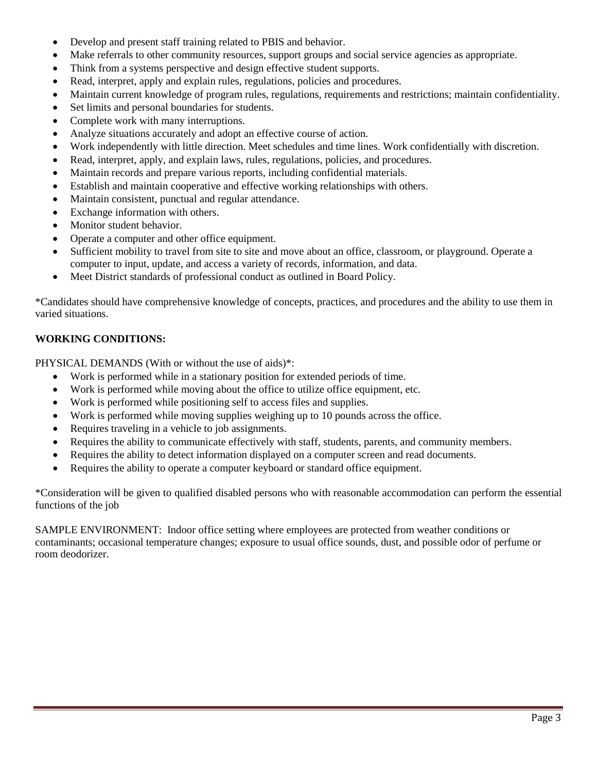- Develop and present staff training related to PBIS and behavior.
- Make referrals to other community resources, support groups and social service agencies as appropriate.
- Think from a systems perspective and design effective student supports.
- Read, interpret, apply and explain rules, regulations, policies and procedures.
- Maintain current knowledge of program rules, regulations, requirements and restrictions; maintain confidentiality.
- Set limits and personal boundaries for students.
- Complete work with many interruptions.
- Analyze situations accurately and adopt an effective course of action.
- Work independently with little direction. Meet schedules and time lines. Work confidentially with discretion.
- Read, interpret, apply, and explain laws, rules, regulations, policies, and procedures.
- Maintain records and prepare various reports, including confidential materials.
- Establish and maintain cooperative and effective working relationships with others.
- Maintain consistent, punctual and regular attendance.
- Exchange information with others.
- Monitor student behavior.
- Operate a computer and other office equipment.
- Sufficient mobility to travel from site to site and move about an office, classroom, or playground. Operate a computer to input, update, and access a variety of records, information, and data.
- Meet District standards of professional conduct as outlined in Board Policy.

*Candidates should have comprehensive knowledge of concepts, practices, and procedures and the ability to use them in varied situations.

**WORKING CONDITIONS:**

PHYSICAL DEMANDS (With or without the use of aids)*:

- Work is performed while in a stationary position for extended periods of time.
- Work is performed while moving about the office to utilize office equipment, etc.
- Work is performed while positioning self to access files and supplies.
- Work is performed while moving supplies weighing up to 10 pounds across the office.
- Requires traveling in a vehicle to job assignments.
- Requires the ability to communicate effectively with staff, students, parents, and community members.
- Requires the ability to detect information displayed on a computer screen and read documents.
- Requires the ability to operate a computer keyboard or standard office equipment.

*Consideration will be given to qualified disabled persons who with reasonable accommodation can perform the essential functions of the job

SAMPLE ENVIRONMENT: Indoor office setting where employees are protected from weather conditions or contaminants; occasional temperature changes; exposure to usual office sounds, dust, and possible odor of perfume or room deodorizer.